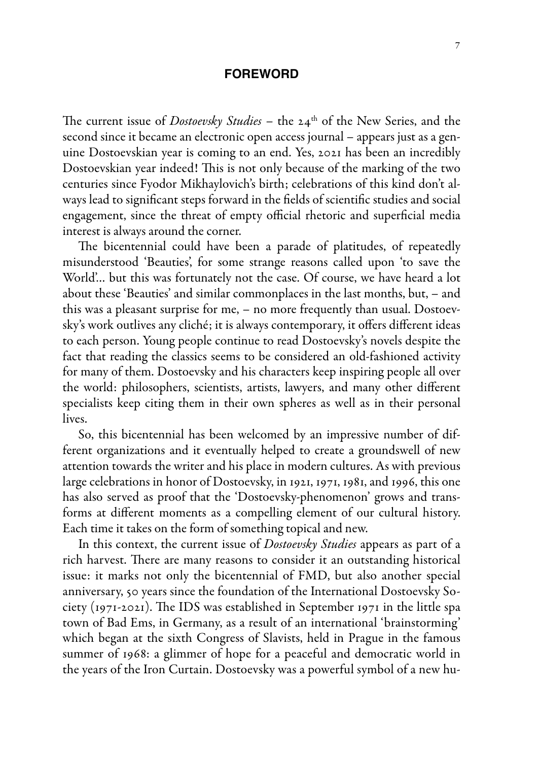# FOREWORD

The current issue of *Dostoevsky Studies* – the 24th of the New Series, and the second since it became an electronic open access journal – appears just as a genuine Dostoevskian year is coming to an end. Yes, 2021 has been an incredibly Dostoevskian year indeed! This is not only because of the marking of the two centuries since Fyodor Mikhaylovich's birth; celebrations of this kind don't always lead to significant steps forward in the fields of scientific studies and social engagement, since the threat of empty official rhetoric and superficial media interest is always around the corner.

The bicentennial could have been a parade of platitudes, of repeatedly misunderstood 'Beauties', for some strange reasons called upon 'to save the World'... but this was fortunately not the case. Of course, we have heard a lot about these 'Beauties' and similar commonplaces in the last months, but, – and this was a pleasant surprise for me, – no more frequently than usual. Dostoevsky's work outlives any cliché; it is always contemporary, it offers different ideas to each person. Young people continue to read Dostoevsky's novels despite the fact that reading the classics seems to be considered an old-fashioned activity for many of them. Dostoevsky and his characters keep inspiring people all over the world: philosophers, scientists, artists, lawyers, and many other different specialists keep citing them in their own spheres as well as in their personal lives.

So, this bicentennial has been welcomed by an impressive number of different organizations and it eventually helped to create a groundswell of new attention towards the writer and his place in modern cultures. As with previous large celebrations in honor of Dostoevsky, in 1921, 1971, 1981, and 1996, this one has also served as proof that the 'Dostoevsky-phenomenon' grows and transforms at different moments as a compelling element of our cultural history. Each time it takes on the form of something topical and new.

In this context, the current issue of *Dostoevsky Studies* appears as part of a rich harvest. There are many reasons to consider it an outstanding historical issue: it marks not only the bicentennial of FMD, but also another special anniversary, 50 years since the foundation of the International Dostoevsky Society (1971-2021). The IDS was established in September 1971 in the little spa town of Bad Ems, in Germany, as a result of an international 'brainstorming' which began at the sixth Congress of Slavists, held in Prague in the famous summer of 1968: a glimmer of hope for a peaceful and democratic world in the years of the Iron Curtain. Dostoevsky was a powerful symbol of a new hu-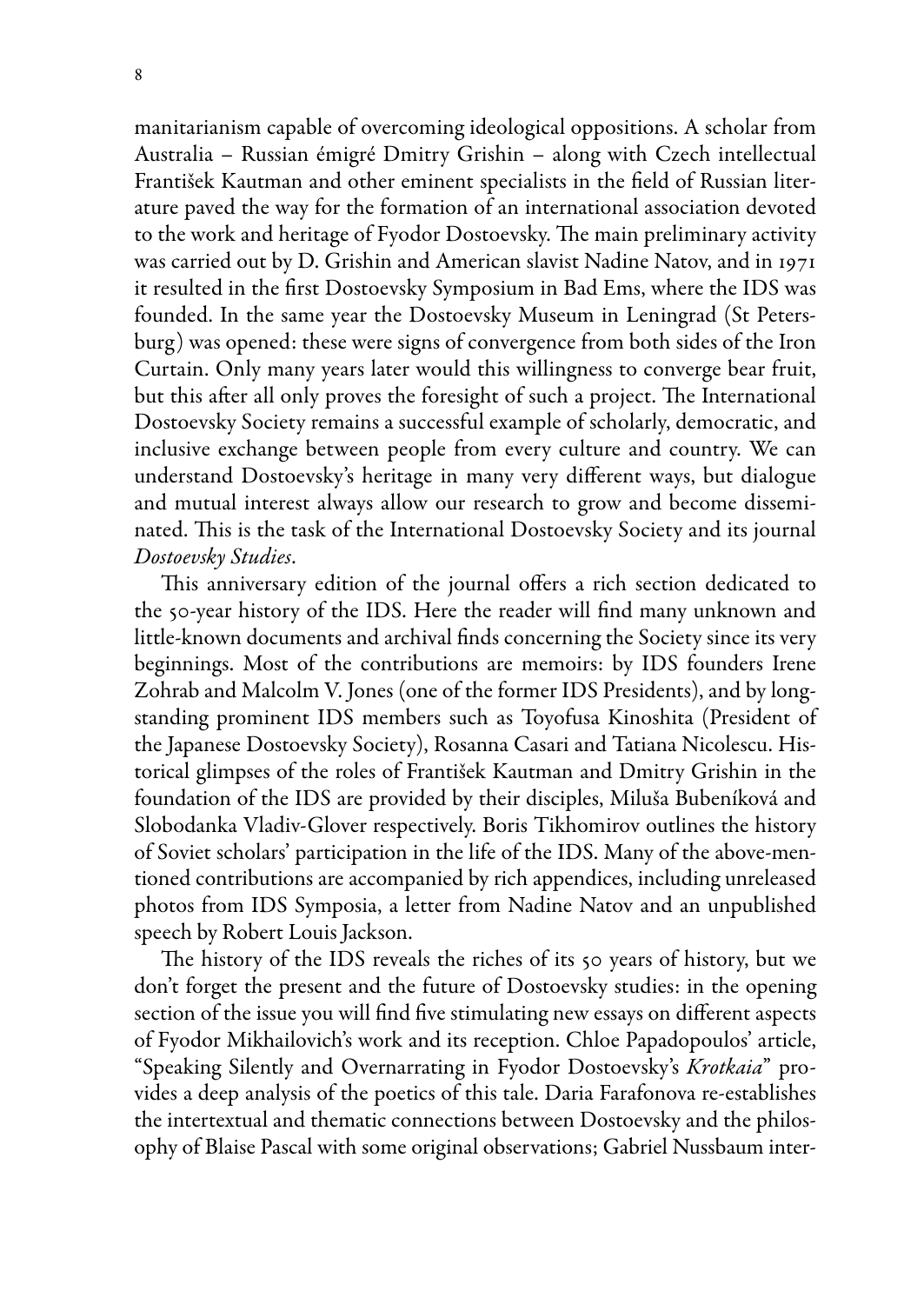manitarianism capable of overcoming ideological oppositions. A scholar from Australia – Russian émigré Dmitry Grishin – along with Czech intellectual František Kautman and other eminent specialists in the field of Russian literature paved the way for the formation of an international association devoted to the work and heritage of Fyodor Dostoevsky. The main preliminary activity was carried out by D. Grishin and American slavist Nadine Natov, and in 1971 it resulted in the first Dostoevsky Symposium in Bad Ems, where the IDS was founded. In the same year the Dostoevsky Museum in Leningrad (St Petersburg) was opened: these were signs of convergence from both sides of the Iron Curtain. Only many years later would this willingness to converge bear fruit, but this after all only proves the foresight of such a project. The International Dostoevsky Society remains a successful example of scholarly, democratic, and inclusive exchange between people from every culture and country. We can understand Dostoevsky's heritage in many very different ways, but dialogue and mutual interest always allow our research to grow and become disseminated. This is the task of the International Dostoevsky Society and its journal *Dostoevsky Studies*.

This anniversary edition of the journal offers a rich section dedicated to the 50-year history of the IDS. Here the reader will find many unknown and little-known documents and archival finds concerning the Society since its very beginnings. Most of the contributions are memoirs: by IDS founders Irene Zohrab and Malcolm V. Jones (one of the former IDS Presidents), and by longstanding prominent IDS members such as Toyofusa Kinoshita (President of the Japanese Dostoevsky Society), Rosanna Casari and Tatiana Nicolescu. Historical glimpses of the roles of František Kautman and Dmitry Grishin in the foundation of the IDS are provided by their disciples, Miluša Bubeníková and Slobodanka Vladiv-Glover respectively. Boris Tikhomirov outlines the history of Soviet scholars' participation in the life of the IDS. Many of the above-mentioned contributions are accompanied by rich appendices, including unreleased photos from IDS Symposia, a letter from Nadine Natov and an unpublished speech by Robert Louis Jackson.

The history of the IDS reveals the riches of its 50 years of history, but we don't forget the present and the future of Dostoevsky studies: in the opening section of the issue you will find five stimulating new essays on different aspects of Fyodor Mikhailovich's work and its reception. Chloe Papadopoulos' article, "Speaking Silently and Overnarrating in Fyodor Dostoevsky's *Krotkaia*" provides a deep analysis of the poetics of this tale. Daria Farafonova re-establishes the intertextual and thematic connections between Dostoevsky and the philosophy of Blaise Pascal with some original observations; Gabriel Nussbaum inter-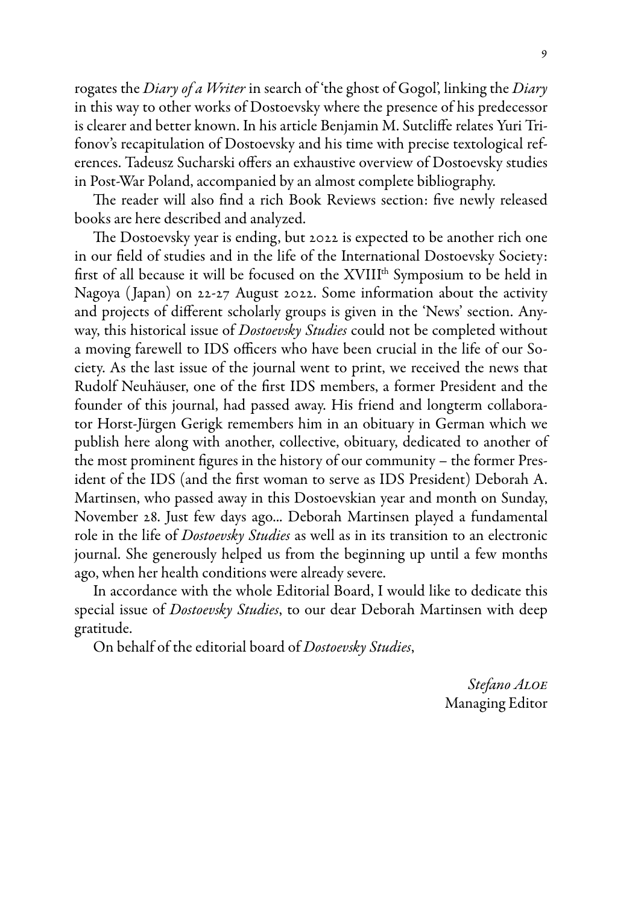rogates the *Diary of a Writer* in search of 'the ghost of Gogol', linking the *Diary* in this way to other works of Dostoevsky where the presence of his predecessor is clearer and better known. In his article Benjamin M. Sutcliffe relates Yuri Trifonov's recapitulation of Dostoevsky and his time with precise textological references. Tadeusz Sucharski offers an exhaustive overview of Dostoevsky studies in Post-War Poland, accompanied by an almost complete bibliography.

The reader will also find a rich Book Reviews section: five newly released books are here described and analyzed.

The Dostoevsky year is ending, but 2022 is expected to be another rich one in our field of studies and in the life of the International Dostoevsky Society: first of all because it will be focused on the XVIII[th] Symposium to be held in Nagoya (Japan) on 22-27 August 2022. Some information about the activity and projects of different scholarly groups is given in the 'News' section. Anyway, this historical issue of *Dostoevsky Studies* could not be completed without a moving farewell to IDS officers who have been crucial in the life of our Society. As the last issue of the journal went to print, we received the news that Rudolf Neuhäuser, one of the first IDS members, a former President and the founder of this journal, had passed away. His friend and longterm collaborator Horst-Jürgen Gerigk remembers him in an obituary in German which we publish here along with another, collective, obituary, dedicated to another of the most prominent figures in the history of our community – the former President of the IDS (and the first woman to serve as IDS President) Deborah A. Martinsen, who passed away in this Dostoevskian year and month on Sunday, November 28. Just few days ago... Deborah Martinsen played a fundamental role in the life of *Dostoevsky Studies* as well as in its transition to an electronic journal. She generously helped us from the beginning up until a few months ago, when her health conditions were already severe.

In accordance with the whole Editorial Board, I would like to dedicate this special issue of *Dostoevsky Studies*, to our dear Deborah Martinsen with deep gratitude.

On behalf of the editorial board of *Dostoevsky Studies*,

*Stefano Aloe*
Managing Editor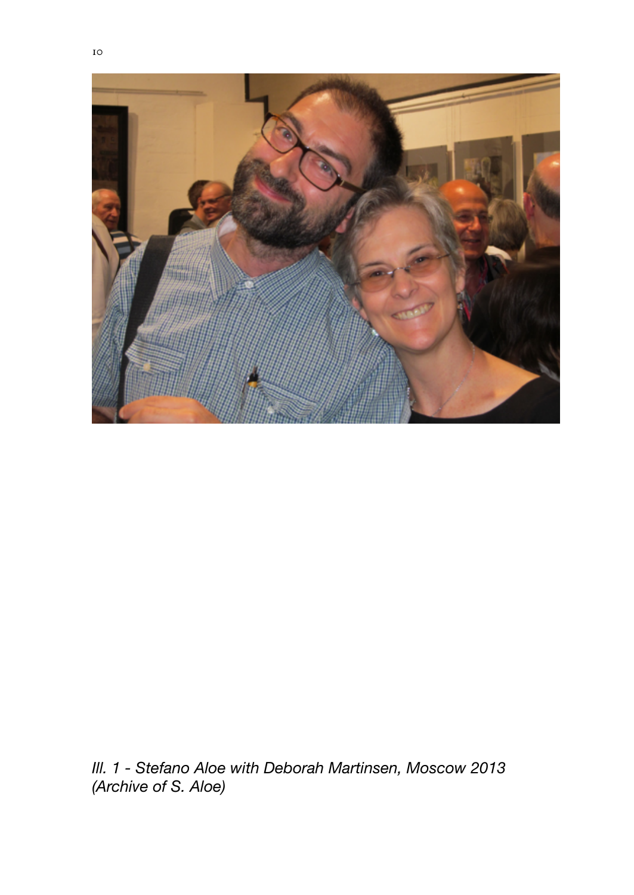*Ill. 1 - Stefano Aloe with Deborah Martinsen, Moscow 2013 (Archive of S. Aloe)*